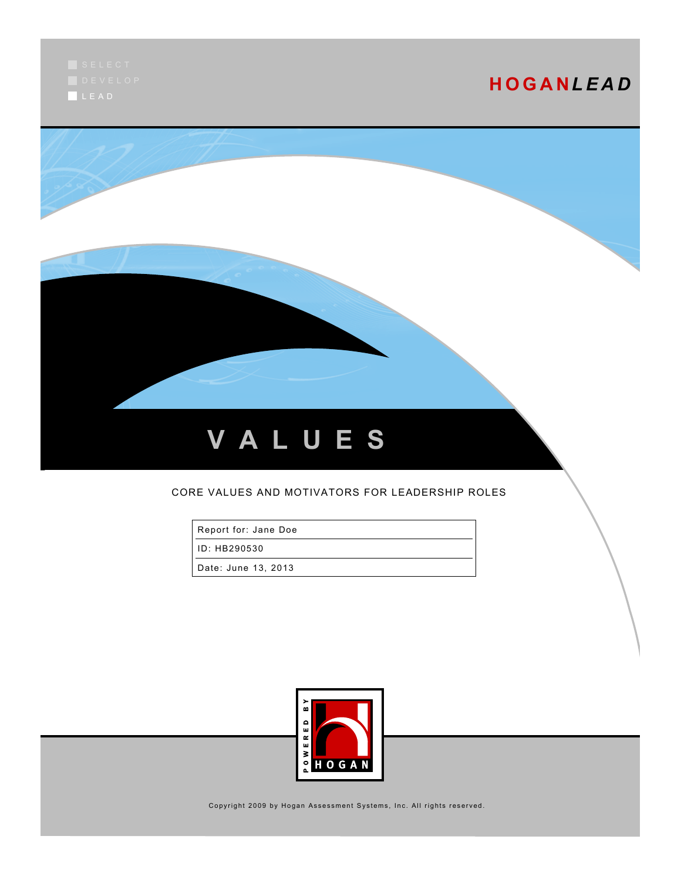SELECT
DEVELOP
LEAD

**HOGAN*LEAD***

# VALUES

CORE VALUES AND MOTIVATORS FOR LEADERSHIP ROLES

| Report for: Jane Doe |
| --- |
| ID: HB290530 |
| Date: June 13, 2013 |

POWERED BY HOGAN

Copyright 2009 by Hogan Assessment Systems, Inc. All rights reserved.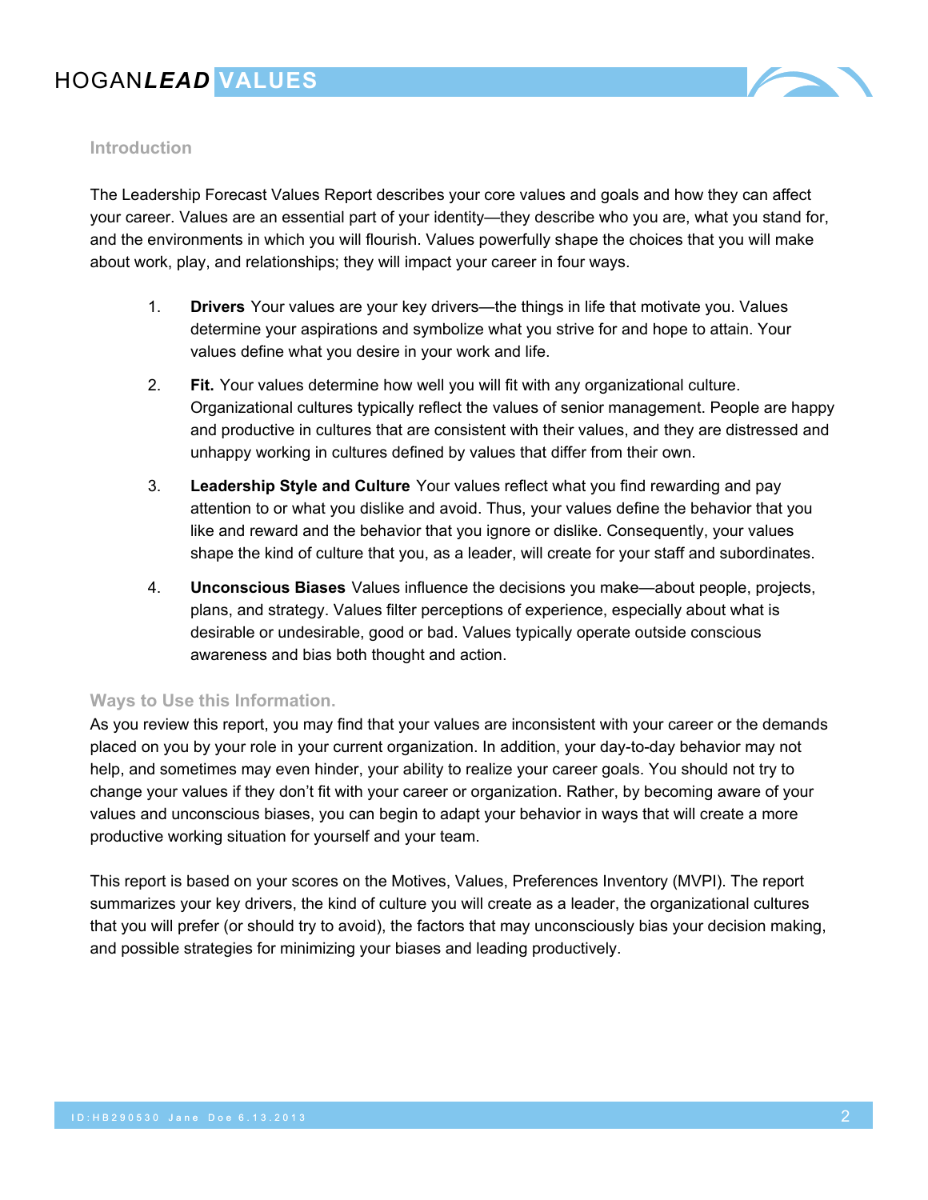## Introduction

The Leadership Forecast Values Report describes your core values and goals and how they can affect your career. Values are an essential part of your identity—they describe who you are, what you stand for, and the environments in which you will flourish. Values powerfully shape the choices that you will make about work, play, and relationships; they will impact your career in four ways.

1. **Drivers** Your values are your key drivers—the things in life that motivate you. Values determine your aspirations and symbolize what you strive for and hope to attain. Your values define what you desire in your work and life.
2. **Fit.** Your values determine how well you will fit with any organizational culture. Organizational cultures typically reflect the values of senior management. People are happy and productive in cultures that are consistent with their values, and they are distressed and unhappy working in cultures defined by values that differ from their own.
3. **Leadership Style and Culture** Your values reflect what you find rewarding and pay attention to or what you dislike and avoid. Thus, your values define the behavior that you like and reward and the behavior that you ignore or dislike. Consequently, your values shape the kind of culture that you, as a leader, will create for your staff and subordinates.
4. **Unconscious Biases** Values influence the decisions you make—about people, projects, plans, and strategy. Values filter perceptions of experience, especially about what is desirable or undesirable, good or bad. Values typically operate outside conscious awareness and bias both thought and action.

## Ways to Use this Information.

As you review this report, you may find that your values are inconsistent with your career or the demands placed on you by your role in your current organization. In addition, your day-to-day behavior may not help, and sometimes may even hinder, your ability to realize your career goals. You should not try to change your values if they don't fit with your career or organization. Rather, by becoming aware of your values and unconscious biases, you can begin to adapt your behavior in ways that will create a more productive working situation for yourself and your team.

This report is based on your scores on the Motives, Values, Preferences Inventory (MVPI). The report summarizes your key drivers, the kind of culture you will create as a leader, the organizational cultures that you will prefer (or should try to avoid), the factors that may unconsciously bias your decision making, and possible strategies for minimizing your biases and leading productively.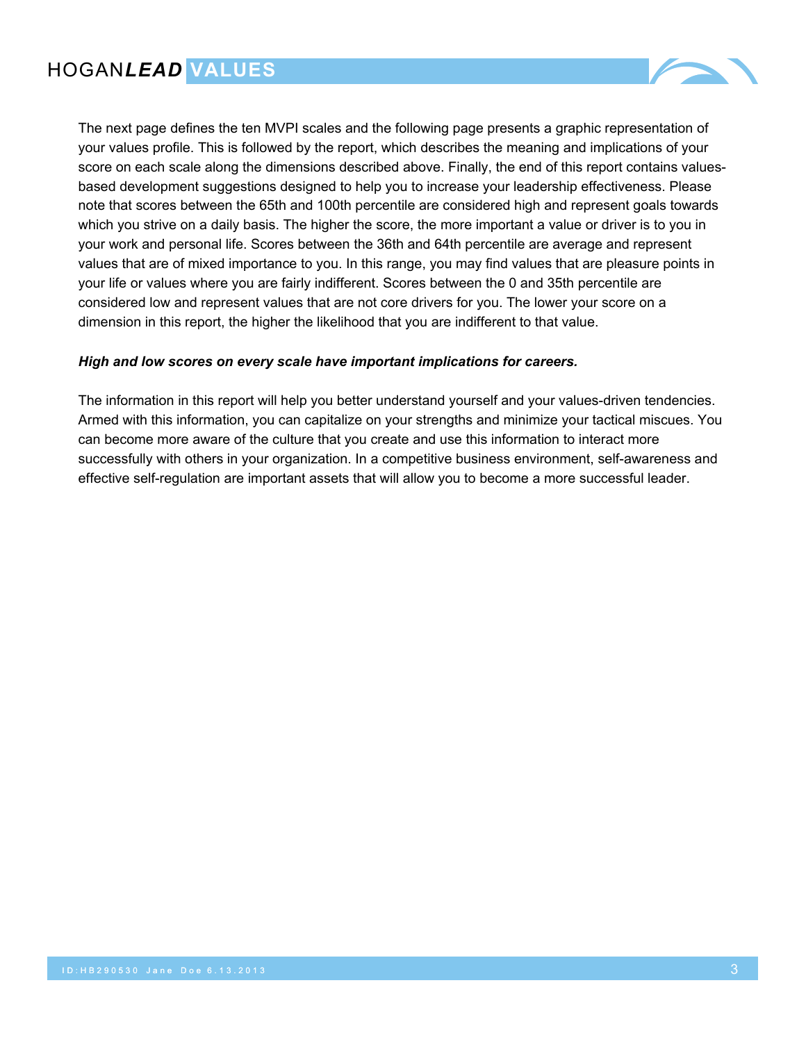The next page defines the ten MVPI scales and the following page presents a graphic representation of your values profile. This is followed by the report, which describes the meaning and implications of your score on each scale along the dimensions described above. Finally, the end of this report contains values-based development suggestions designed to help you to increase your leadership effectiveness. Please note that scores between the 65th and 100th percentile are considered high and represent goals towards which you strive on a daily basis. The higher the score, the more important a value or driver is to you in your work and personal life. Scores between the 36th and 64th percentile are average and represent values that are of mixed importance to you. In this range, you may find values that are pleasure points in your life or values where you are fairly indifferent. Scores between the 0 and 35th percentile are considered low and represent values that are not core drivers for you. The lower your score on a dimension in this report, the higher the likelihood that you are indifferent to that value.

***High and low scores on every scale have important implications for careers.***

The information in this report will help you better understand yourself and your values-driven tendencies. Armed with this information, you can capitalize on your strengths and minimize your tactical miscues. You can become more aware of the culture that you create and use this information to interact more successfully with others in your organization. In a competitive business environment, self-awareness and effective self-regulation are important assets that will allow you to become a more successful leader.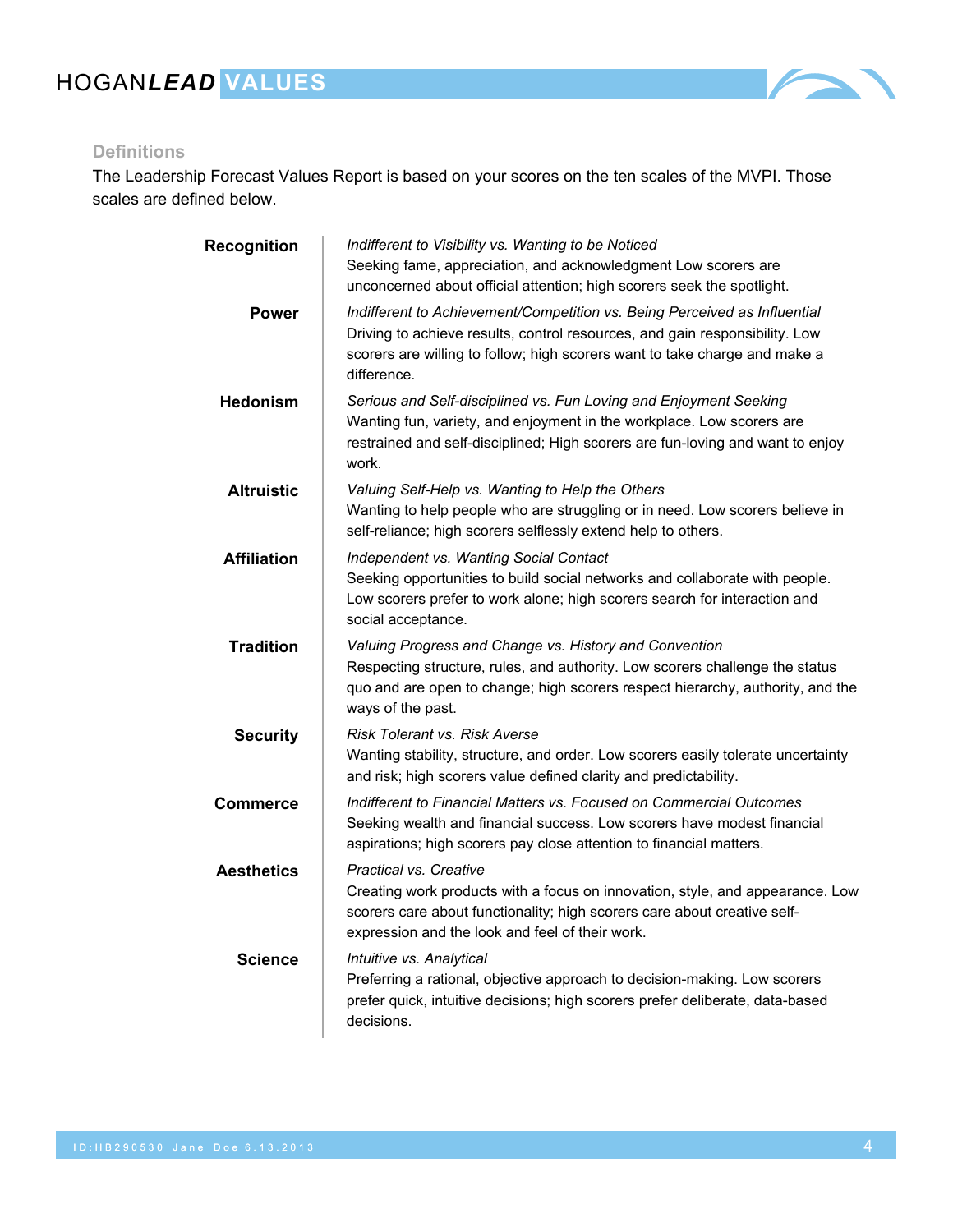## Definitions

The Leadership Forecast Values Report is based on your scores on the ten scales of the MVPI. Those scales are defined below.

**Recognition**
*Indifferent to Visibility vs. Wanting to be Noticed*
Seeking fame, appreciation, and acknowledgment Low scorers are unconcerned about official attention; high scorers seek the spotlight.

**Power**
*Indifferent to Achievement/Competition vs. Being Perceived as Influential*
Driving to achieve results, control resources, and gain responsibility. Low scorers are willing to follow; high scorers want to take charge and make a difference.

**Hedonism**
*Serious and Self-disciplined vs. Fun Loving and Enjoyment Seeking*
Wanting fun, variety, and enjoyment in the workplace. Low scorers are restrained and self-disciplined; High scorers are fun-loving and want to enjoy work.

**Altruistic**
*Valuing Self-Help vs. Wanting to Help the Others*
Wanting to help people who are struggling or in need. Low scorers believe in self-reliance; high scorers selflessly extend help to others.

**Affiliation**
*Independent vs. Wanting Social Contact*
Seeking opportunities to build social networks and collaborate with people. Low scorers prefer to work alone; high scorers search for interaction and social acceptance.

**Tradition**
*Valuing Progress and Change vs. History and Convention*
Respecting structure, rules, and authority. Low scorers challenge the status quo and are open to change; high scorers respect hierarchy, authority, and the ways of the past.

**Security**
*Risk Tolerant vs. Risk Averse*
Wanting stability, structure, and order. Low scorers easily tolerate uncertainty and risk; high scorers value defined clarity and predictability.

**Commerce**
*Indifferent to Financial Matters vs. Focused on Commercial Outcomes*
Seeking wealth and financial success. Low scorers have modest financial aspirations; high scorers pay close attention to financial matters.

**Aesthetics**
*Practical vs. Creative*
Creating work products with a focus on innovation, style, and appearance. Low scorers care about functionality; high scorers care about creative self-expression and the look and feel of their work.

**Science**
*Intuitive vs. Analytical*
Preferring a rational, objective approach to decision-making. Low scorers prefer quick, intuitive decisions; high scorers prefer deliberate, data-based decisions.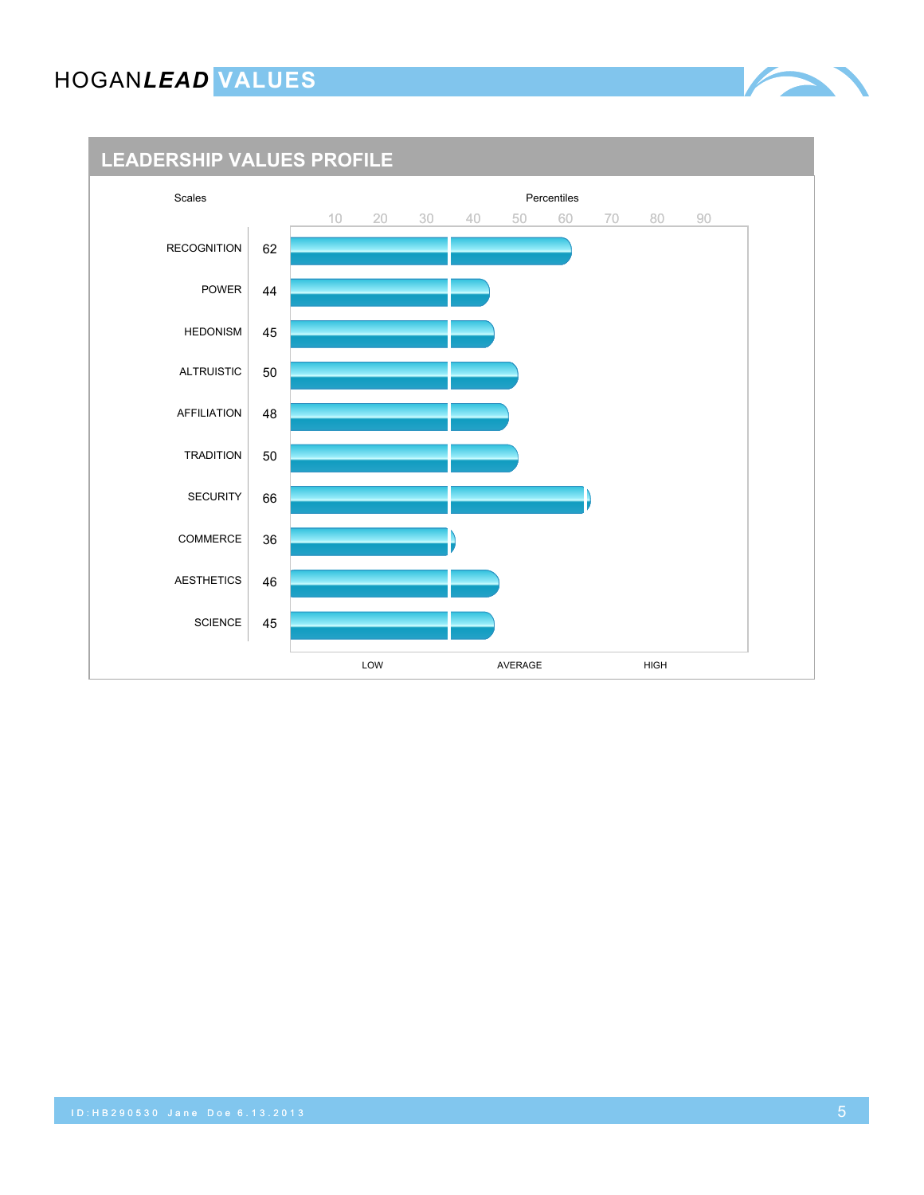## LEADERSHIP VALUES PROFILE

| Scales | Percentiles |
|---|---|
| RECOGNITION | 62 |
| POWER | 44 |
| HEDONISM | 45 |
| ALTRUISTIC | 50 |
| AFFILIATION | 48 |
| TRADITION | 50 |
| SECURITY | 66 |
| COMMERCE | 36 |
| AESTHETICS | 46 |
| SCIENCE | 45 |

LOW AVERAGE HIGH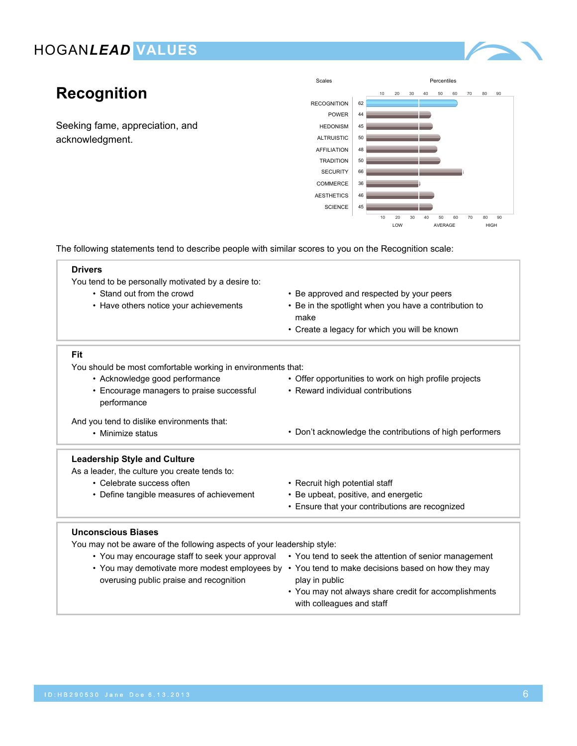# Recognition

Seeking fame, appreciation, and acknowledgment.

| Scales | Percentiles |
|---|---|
| RECOGNITION | 62 |
| POWER | 44 |
| HEDONISM | 45 |
| ALTRUISTIC | 50 |
| AFFILIATION | 48 |
| TRADITION | 50 |
| SECURITY | 66 |
| COMMERCE | 36 |
| AESTHETICS | 46 |
| SCIENCE | 45 |

The following statements tend to describe people with similar scores to you on the Recognition scale:

**Drivers**

You tend to be personally motivated by a desire to:

- Stand out from the crowd
- Have others notice your achievements
- Be approved and respected by your peers
- Be in the spotlight when you have a contribution to make
- Create a legacy for which you will be known

**Fit**

You should be most comfortable working in environments that:

- Acknowledge good performance
- Encourage managers to praise successful performance
- Offer opportunities to work on high profile projects
- Reward individual contributions

And you tend to dislike environments that:

- Minimize status
- Don't acknowledge the contributions of high performers

**Leadership Style and Culture**

As a leader, the culture you create tends to:

- Celebrate success often
- Define tangible measures of achievement
- Recruit high potential staff
- Be upbeat, positive, and energetic
- Ensure that your contributions are recognized

**Unconscious Biases**

You may not be aware of the following aspects of your leadership style:

- You may encourage staff to seek your approval
- You may demotivate more modest employees by overusing public praise and recognition
- You tend to seek the attention of senior management
- You tend to make decisions based on how they may play in public
- You may not always share credit for accomplishments with colleagues and staff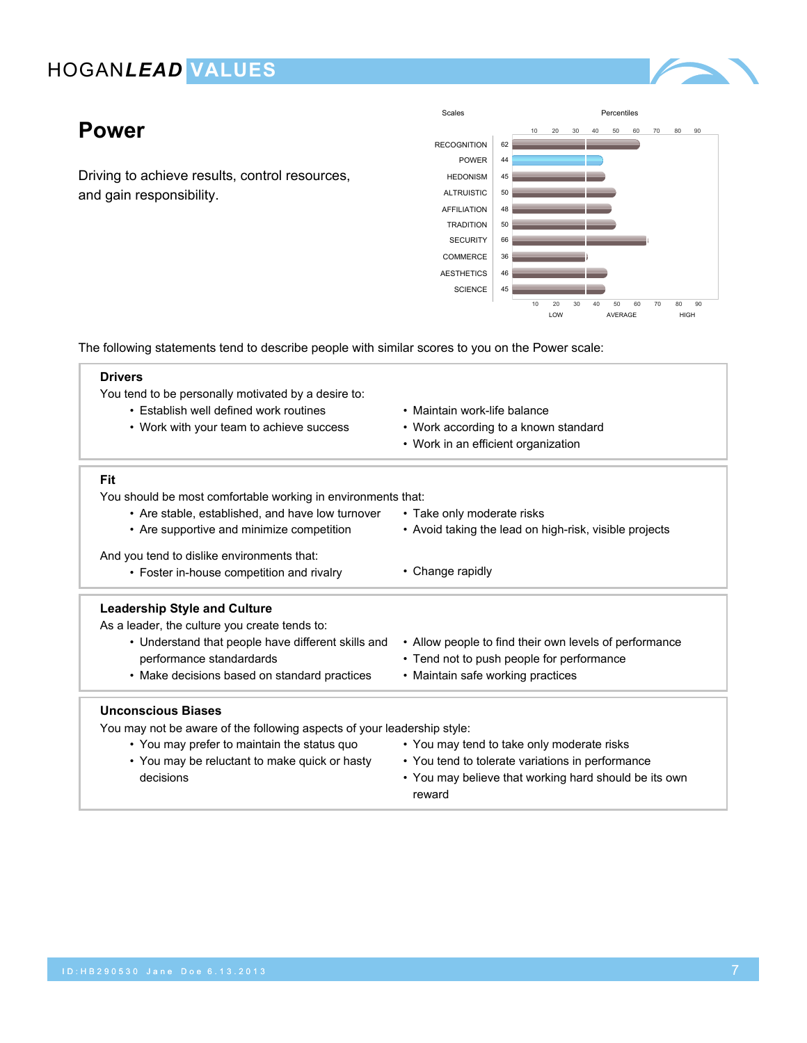# Power

Driving to achieve results, control resources, and gain responsibility.

| Scales | Percentiles |
|---|---|
| RECOGNITION | 62 |
| POWER | 44 |
| HEDONISM | 45 |
| ALTRUISTIC | 50 |
| AFFILIATION | 48 |
| TRADITION | 50 |
| SECURITY | 66 |
| COMMERCE | 36 |
| AESTHETICS | 46 |
| SCIENCE | 45 |

The following statements tend to describe people with similar scores to you on the Power scale:

### Drivers

You tend to be personally motivated by a desire to:

- Establish well defined work routines
- Work with your team to achieve success
- Maintain work-life balance
- Work according to a known standard
- Work in an efficient organization

### Fit

You should be most comfortable working in environments that:

- Are stable, established, and have low turnover
- Are supportive and minimize competition
- Take only moderate risks
- Avoid taking the lead on high-risk, visible projects

And you tend to dislike environments that:

- Foster in-house competition and rivalry
- Change rapidly

### Leadership Style and Culture

As a leader, the culture you create tends to:

- Understand that people have different skills and performance standards
- Make decisions based on standard practices
- Allow people to find their own levels of performance
- Tend not to push people for performance
- Maintain safe working practices

### Unconscious Biases

You may not be aware of the following aspects of your leadership style:

- You may prefer to maintain the status quo
- You may be reluctant to make quick or hasty decisions
- You may tend to take only moderate risks
- You tend to tolerate variations in performance
- You may believe that working hard should be its own reward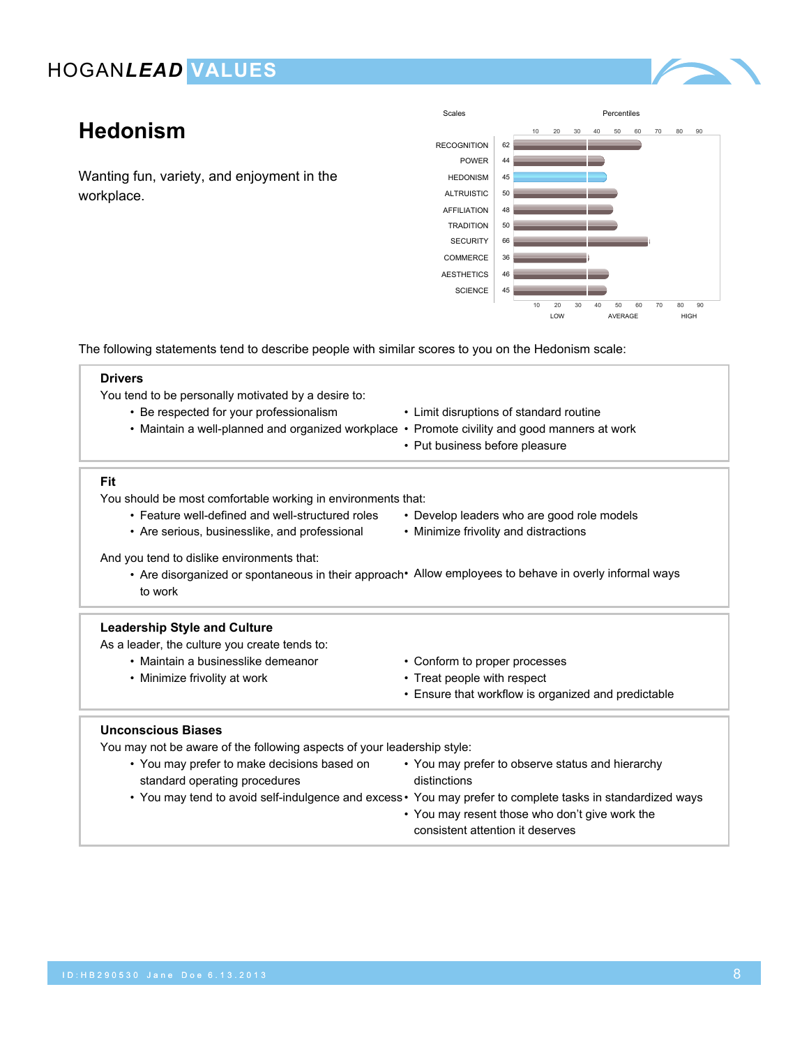# Hedonism

Wanting fun, variety, and enjoyment in the workplace.

| Scales | Percentiles |
|---|---|
| RECOGNITION | 62 |
| POWER | 44 |
| HEDONISM | 45 |
| ALTRUISTIC | 50 |
| AFFILIATION | 48 |
| TRADITION | 50 |
| SECURITY | 66 |
| COMMERCE | 36 |
| AESTHETICS | 46 |
| SCIENCE | 45 |

The following statements tend to describe people with similar scores to you on the Hedonism scale:

**Drivers**

You tend to be personally motivated by a desire to:

- Be respected for your professionalism
- Maintain a well-planned and organized workplace
- Limit disruptions of standard routine
- Promote civility and good manners at work
- Put business before pleasure

**Fit**

You should be most comfortable working in environments that:

- Feature well-defined and well-structured roles
- Are serious, businesslike, and professional
- Develop leaders who are good role models
- Minimize frivolity and distractions

And you tend to dislike environments that:

- Are disorganized or spontaneous in their approach to work
- Allow employees to behave in overly informal ways

**Leadership Style and Culture**

As a leader, the culture you create tends to:

- Maintain a businesslike demeanor
- Minimize frivolity at work
- Conform to proper processes
- Treat people with respect
- Ensure that workflow is organized and predictable

**Unconscious Biases**

You may not be aware of the following aspects of your leadership style:

- You may prefer to make decisions based on standard operating procedures
- You may tend to avoid self-indulgence and excess
- You may prefer to observe status and hierarchy distinctions
- You may prefer to complete tasks in standardized ways
- You may resent those who don't give work the consistent attention it deserves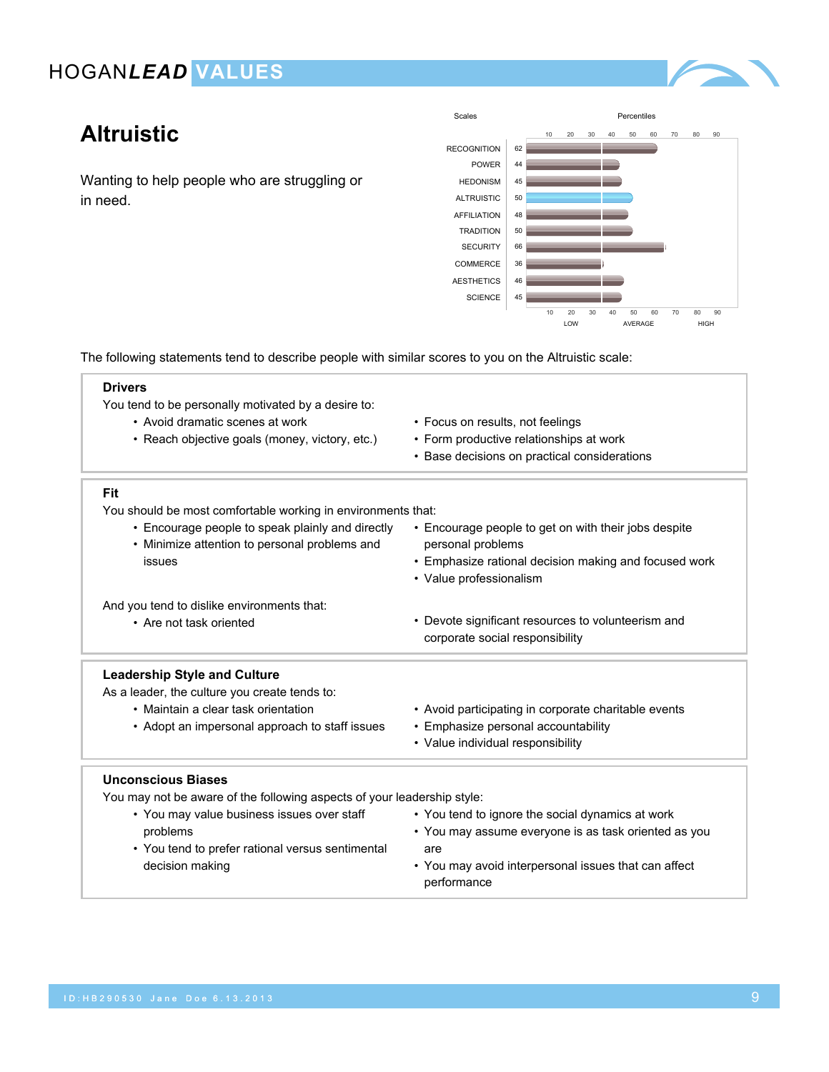# Altruistic

Wanting to help people who are struggling or in need.

| Scales | Percentiles |
|---|---|
| RECOGNITION | 62 |
| POWER | 44 |
| HEDONISM | 45 |
| ALTRUISTIC | 50 |
| AFFILIATION | 48 |
| TRADITION | 50 |
| SECURITY | 66 |
| COMMERCE | 36 |
| AESTHETICS | 46 |
| SCIENCE | 45 |

The following statements tend to describe people with similar scores to you on the Altruistic scale:

**Drivers**

You tend to be personally motivated by a desire to:

- Avoid dramatic scenes at work
- Reach objective goals (money, victory, etc.)
- Focus on results, not feelings
- Form productive relationships at work
- Base decisions on practical considerations

**Fit**

You should be most comfortable working in environments that:

- Encourage people to speak plainly and directly
- Minimize attention to personal problems and issues
- Encourage people to get on with their jobs despite personal problems
- Emphasize rational decision making and focused work
- Value professionalism

And you tend to dislike environments that:

- Are not task oriented
- Devote significant resources to volunteerism and corporate social responsibility

**Leadership Style and Culture**

As a leader, the culture you create tends to:

- Maintain a clear task orientation
- Adopt an impersonal approach to staff issues
- Avoid participating in corporate charitable events
- Emphasize personal accountability
- Value individual responsibility

**Unconscious Biases**

You may not be aware of the following aspects of your leadership style:

- You may value business issues over staff problems
- You tend to prefer rational versus sentimental decision making
- You tend to ignore the social dynamics at work
- You may assume everyone is as task oriented as you are
- You may avoid interpersonal issues that can affect performance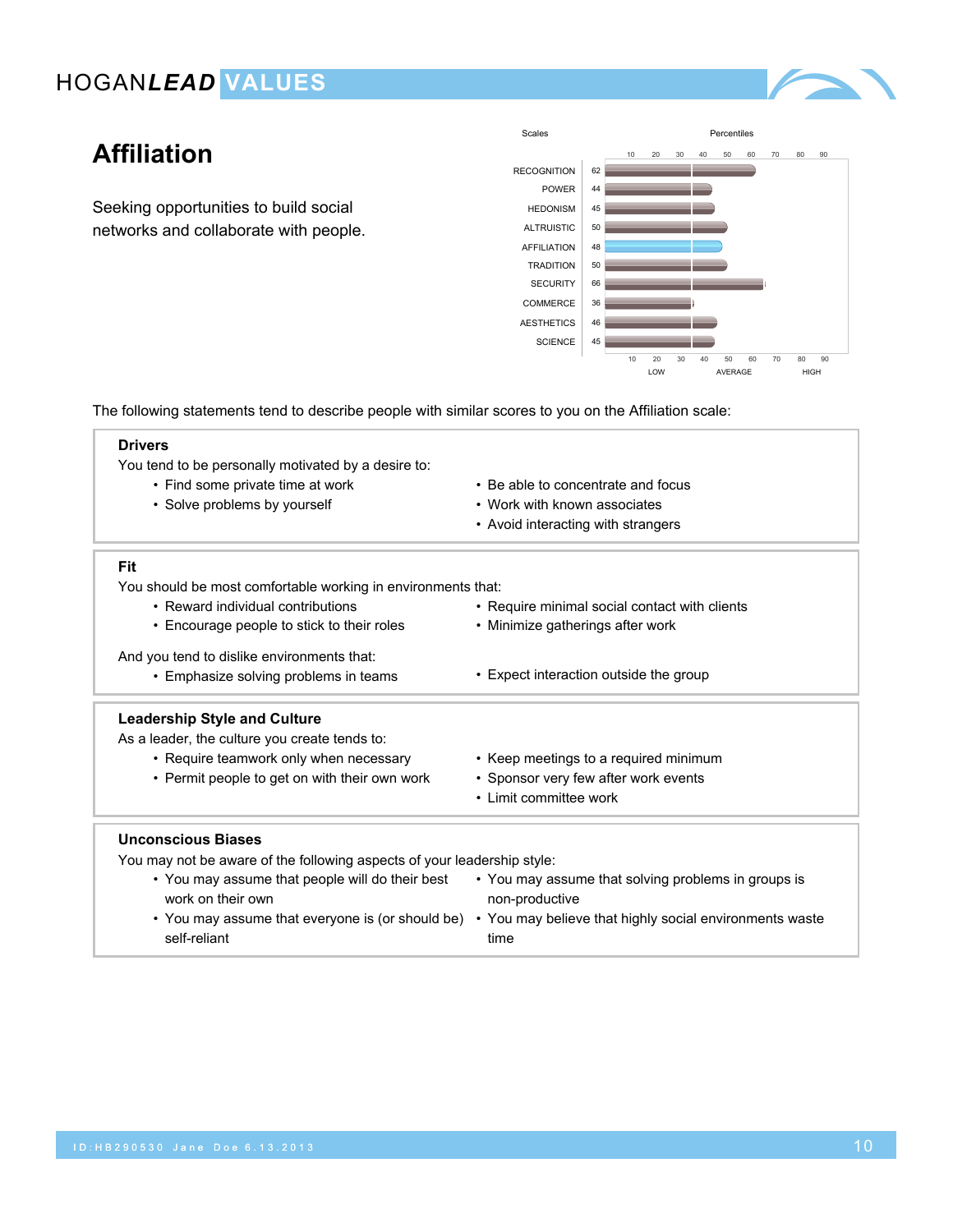# Affiliation

Seeking opportunities to build social networks and collaborate with people.

| Scales | Percentiles |
| --- | --- |
| RECOGNITION | 62 |
| POWER | 44 |
| HEDONISM | 45 |
| ALTRUISTIC | 50 |
| AFFILIATION | 48 |
| TRADITION | 50 |
| SECURITY | 66 |
| COMMERCE | 36 |
| AESTHETICS | 46 |
| SCIENCE | 45 |

The following statements tend to describe people with similar scores to you on the Affiliation scale:

### Drivers

You tend to be personally motivated by a desire to:

- Find some private time at work
- Solve problems by yourself
- Be able to concentrate and focus
- Work with known associates
- Avoid interacting with strangers

### Fit

You should be most comfortable working in environments that:

- Reward individual contributions
- Encourage people to stick to their roles
- Require minimal social contact with clients
- Minimize gatherings after work

And you tend to dislike environments that:

- Emphasize solving problems in teams
- Expect interaction outside the group

### Leadership Style and Culture

As a leader, the culture you create tends to:

- Require teamwork only when necessary
- Permit people to get on with their own work
- Keep meetings to a required minimum
- Sponsor very few after work events
- Limit committee work

### Unconscious Biases

You may not be aware of the following aspects of your leadership style:

- You may assume that people will do their best work on their own
- You may assume that everyone is (or should be) self-reliant
- You may assume that solving problems in groups is non-productive
- You may believe that highly social environments waste time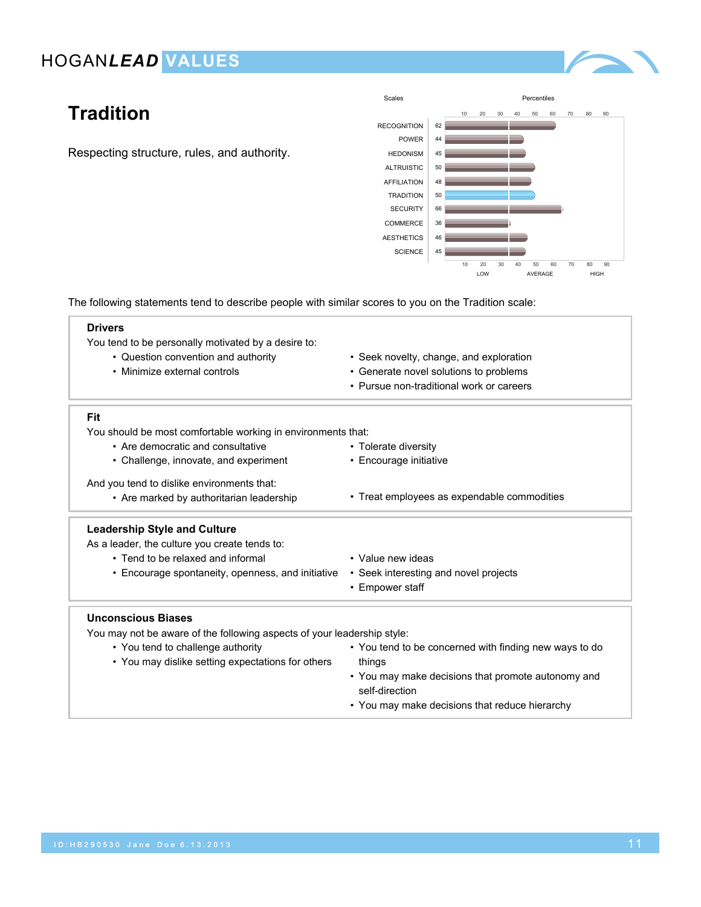# Tradition

Respecting structure, rules, and authority.

| Scales | Percentiles |
|---|---|
| RECOGNITION | 62 |
| POWER | 44 |
| HEDONISM | 45 |
| ALTRUISTIC | 50 |
| AFFILIATION | 48 |
| TRADITION | 50 |
| SECURITY | 66 |
| COMMERCE | 36 |
| AESTHETICS | 46 |
| SCIENCE | 45 |

The following statements tend to describe people with similar scores to you on the Tradition scale:

**Drivers**

You tend to be personally motivated by a desire to:

- Question convention and authority
- Minimize external controls
- Seek novelty, change, and exploration
- Generate novel solutions to problems
- Pursue non-traditional work or careers

**Fit**

You should be most comfortable working in environments that:

- Are democratic and consultative
- Challenge, innovate, and experiment
- Tolerate diversity
- Encourage initiative

And you tend to dislike environments that:

- Are marked by authoritarian leadership
- Treat employees as expendable commodities

**Leadership Style and Culture**

As a leader, the culture you create tends to:

- Tend to be relaxed and informal
- Encourage spontaneity, openness, and initiative
- Value new ideas
- Seek interesting and novel projects
- Empower staff

**Unconscious Biases**

You may not be aware of the following aspects of your leadership style:

- You tend to challenge authority
- You may dislike setting expectations for others
- You tend to be concerned with finding new ways to do things
- You may make decisions that promote autonomy and self-direction
- You may make decisions that reduce hierarchy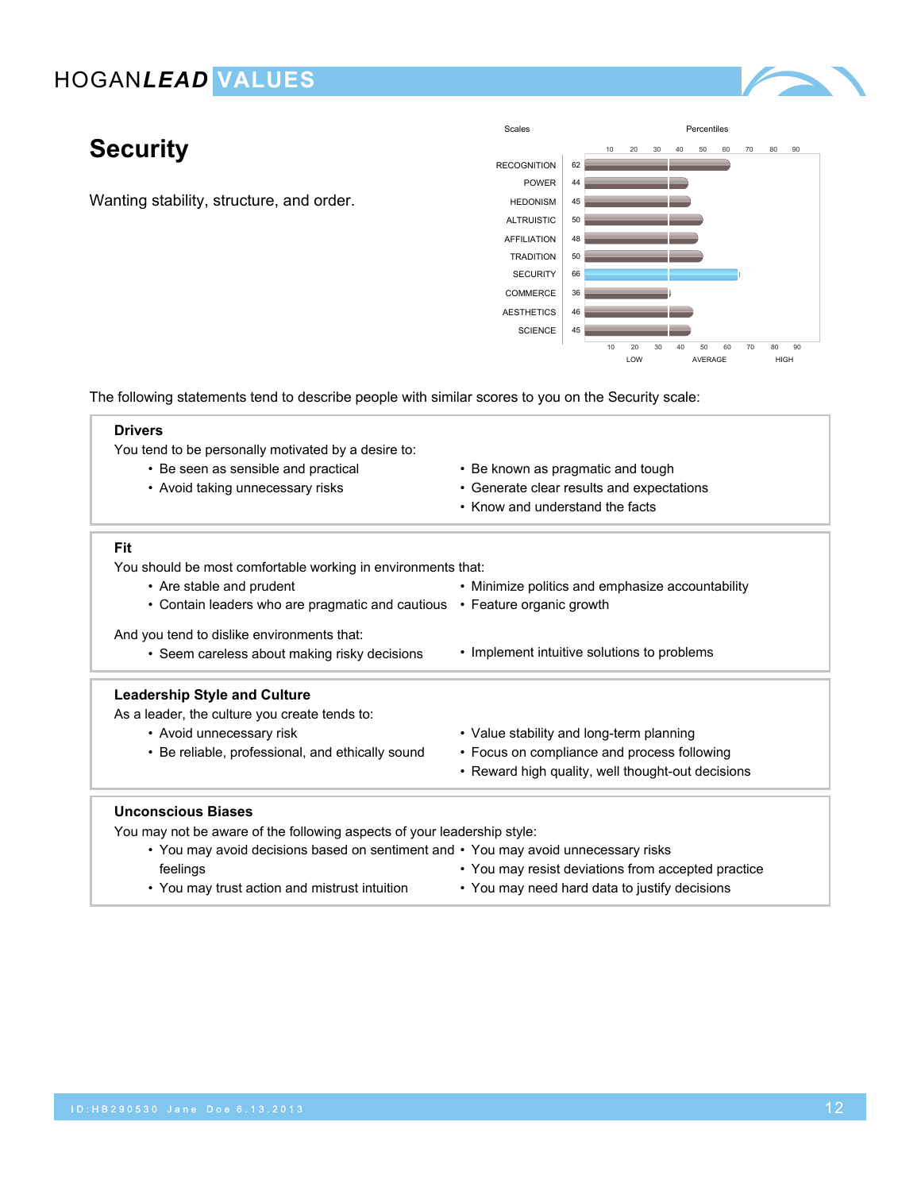# Security

Wanting stability, structure, and order.

| Scales | Percentiles |
|---|---|
| RECOGNITION | 62 |
| POWER | 44 |
| HEDONISM | 45 |
| ALTRUISTIC | 50 |
| AFFILIATION | 48 |
| TRADITION | 50 |
| SECURITY | 66 |
| COMMERCE | 36 |
| AESTHETICS | 46 |
| SCIENCE | 45 |

The following statements tend to describe people with similar scores to you on the Security scale:

### Drivers

You tend to be personally motivated by a desire to:

- Be seen as sensible and practical
- Avoid taking unnecessary risks
- Be known as pragmatic and tough
- Generate clear results and expectations
- Know and understand the facts

### Fit

You should be most comfortable working in environments that:

- Are stable and prudent
- Contain leaders who are pragmatic and cautious
- Minimize politics and emphasize accountability
- Feature organic growth

And you tend to dislike environments that:

- Seem careless about making risky decisions
- Implement intuitive solutions to problems

### Leadership Style and Culture

As a leader, the culture you create tends to:

- Avoid unnecessary risk
- Be reliable, professional, and ethically sound
- Value stability and long-term planning
- Focus on compliance and process following
- Reward high quality, well thought-out decisions

### Unconscious Biases

You may not be aware of the following aspects of your leadership style:

- You may avoid decisions based on sentiment and feelings
- You may trust action and mistrust intuition
- You may avoid unnecessary risks
- You may resist deviations from accepted practice
- You may need hard data to justify decisions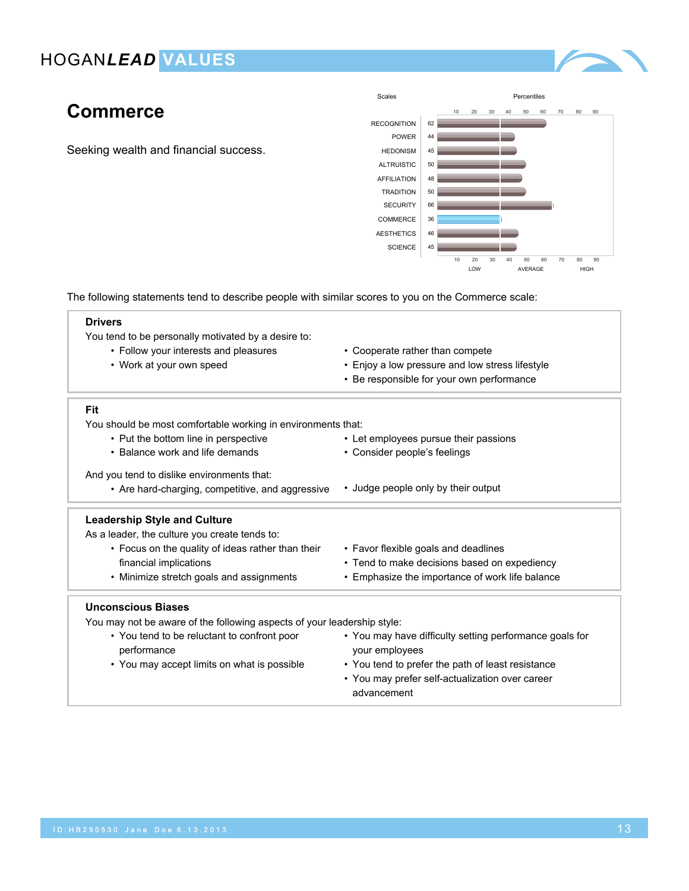# Commerce

Seeking wealth and financial success.

| Scales | Percentiles |
| --- | --- |
| RECOGNITION | 62 |
| POWER | 44 |
| HEDONISM | 45 |
| ALTRUISTIC | 50 |
| AFFILIATION | 48 |
| TRADITION | 50 |
| SECURITY | 66 |
| COMMERCE | 36 |
| AESTHETICS | 46 |
| SCIENCE | 45 |

The following statements tend to describe people with similar scores to you on the Commerce scale:

### Drivers

You tend to be personally motivated by a desire to:

- Follow your interests and pleasures
- Work at your own speed
- Cooperate rather than compete
- Enjoy a low pressure and low stress lifestyle
- Be responsible for your own performance

### Fit

You should be most comfortable working in environments that:

- Put the bottom line in perspective
- Balance work and life demands
- Let employees pursue their passions
- Consider people's feelings

And you tend to dislike environments that:

- Are hard-charging, competitive, and aggressive
- Judge people only by their output

### Leadership Style and Culture

As a leader, the culture you create tends to:

- Focus on the quality of ideas rather than their financial implications
- Minimize stretch goals and assignments
- Favor flexible goals and deadlines
- Tend to make decisions based on expediency
- Emphasize the importance of work life balance

### Unconscious Biases

You may not be aware of the following aspects of your leadership style:

- You tend to be reluctant to confront poor performance
- You may accept limits on what is possible
- You may have difficulty setting performance goals for your employees
- You tend to prefer the path of least resistance
- You may prefer self-actualization over career advancement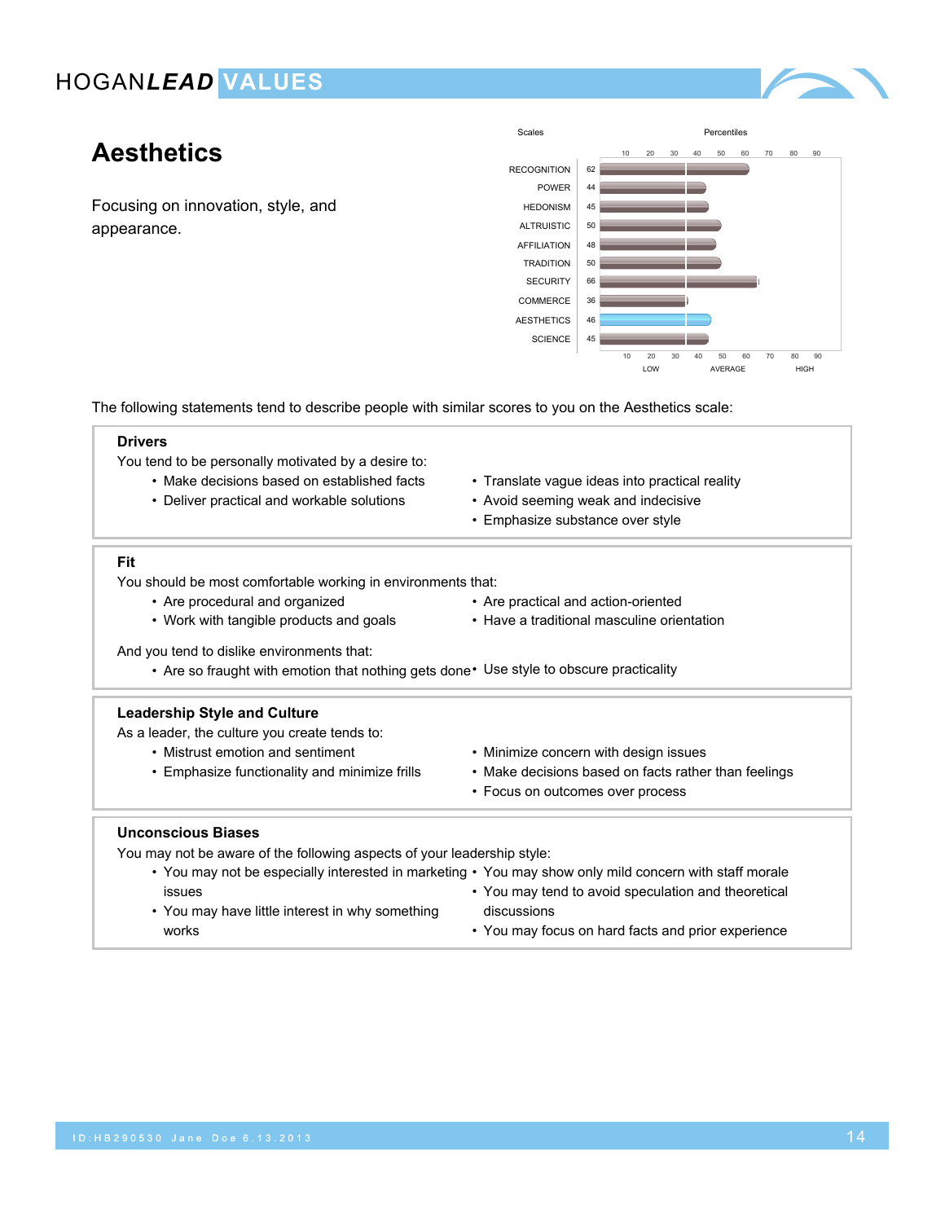# Aesthetics

Focusing on innovation, style, and appearance.

| Scales | Percentiles |
|---|---|
| RECOGNITION | 62 |
| POWER | 44 |
| HEDONISM | 45 |
| ALTRUISTIC | 50 |
| AFFILIATION | 48 |
| TRADITION | 50 |
| SECURITY | 66 |
| COMMERCE | 36 |
| AESTHETICS | 46 |
| SCIENCE | 45 |

The following statements tend to describe people with similar scores to you on the Aesthetics scale:

## Drivers

You tend to be personally motivated by a desire to:

- Make decisions based on established facts
- Deliver practical and workable solutions
- Translate vague ideas into practical reality
- Avoid seeming weak and indecisive
- Emphasize substance over style

## Fit

You should be most comfortable working in environments that:

- Are procedural and organized
- Work with tangible products and goals
- Are practical and action-oriented
- Have a traditional masculine orientation

And you tend to dislike environments that:

- Are so fraught with emotion that nothing gets done
- Use style to obscure practicality

## Leadership Style and Culture

As a leader, the culture you create tends to:

- Mistrust emotion and sentiment
- Emphasize functionality and minimize frills
- Minimize concern with design issues
- Make decisions based on facts rather than feelings
- Focus on outcomes over process

## Unconscious Biases

You may not be aware of the following aspects of your leadership style:

- You may not be especially interested in marketing issues
- You may have little interest in why something works
- You may show only mild concern with staff morale
- You may tend to avoid speculation and theoretical discussions
- You may focus on hard facts and prior experience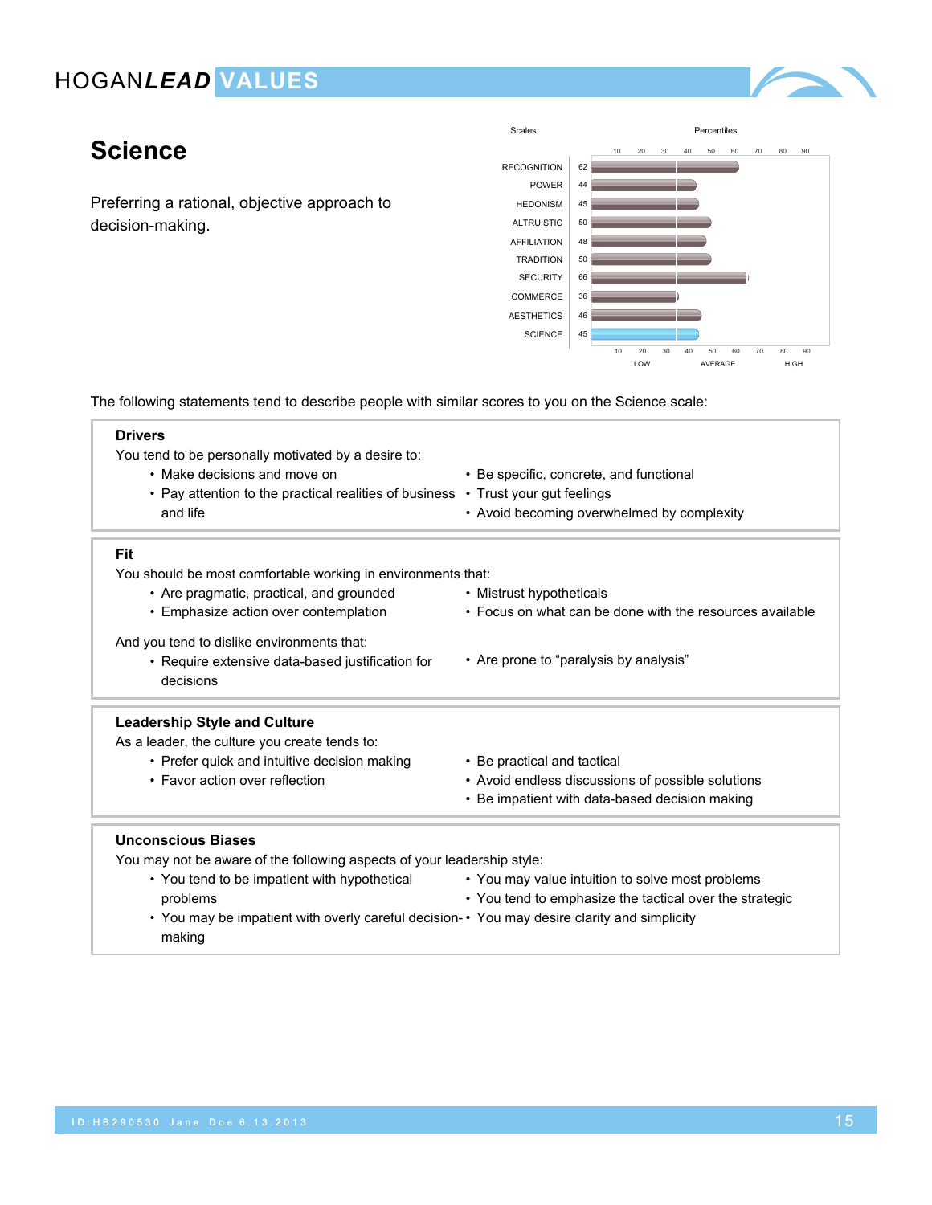# Science

Preferring a rational, objective approach to decision-making.

| Scales | Percentiles |
|---|---|
| RECOGNITION | 62 |
| POWER | 44 |
| HEDONISM | 45 |
| ALTRUISTIC | 50 |
| AFFILIATION | 48 |
| TRADITION | 50 |
| SECURITY | 66 |
| COMMERCE | 36 |
| AESTHETICS | 46 |
| SCIENCE | 45 |

The following statements tend to describe people with similar scores to you on the Science scale:

### Drivers

You tend to be personally motivated by a desire to:

- Make decisions and move on
- Pay attention to the practical realities of business and life
- Be specific, concrete, and functional
- Trust your gut feelings
- Avoid becoming overwhelmed by complexity

### Fit

You should be most comfortable working in environments that:

- Are pragmatic, practical, and grounded
- Emphasize action over contemplation
- Mistrust hypotheticals
- Focus on what can be done with the resources available

And you tend to dislike environments that:

- Require extensive data-based justification for decisions
- Are prone to "paralysis by analysis"

### Leadership Style and Culture

As a leader, the culture you create tends to:

- Prefer quick and intuitive decision making
- Favor action over reflection
- Be practical and tactical
- Avoid endless discussions of possible solutions
- Be impatient with data-based decision making

### Unconscious Biases

You may not be aware of the following aspects of your leadership style:

- You tend to be impatient with hypothetical problems
- You may be impatient with overly careful decision-making
- You may value intuition to solve most problems
- You tend to emphasize the tactical over the strategic
- You may desire clarity and simplicity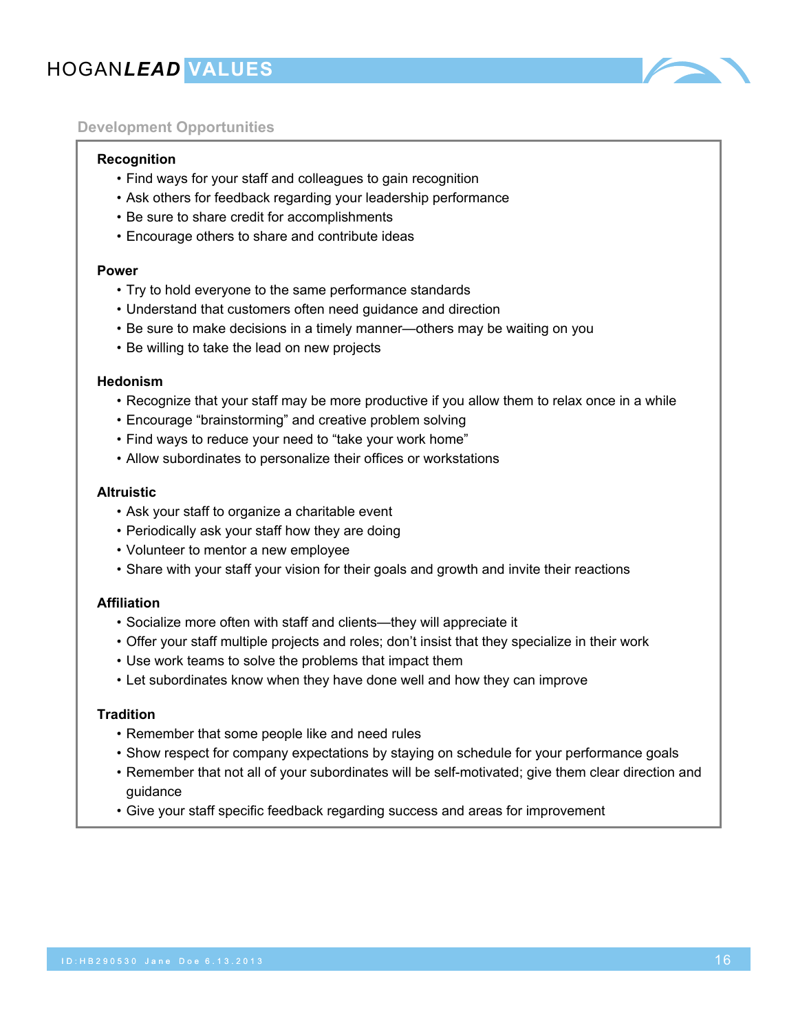## Development Opportunities

### Recognition

- Find ways for your staff and colleagues to gain recognition
- Ask others for feedback regarding your leadership performance
- Be sure to share credit for accomplishments
- Encourage others to share and contribute ideas

### Power

- Try to hold everyone to the same performance standards
- Understand that customers often need guidance and direction
- Be sure to make decisions in a timely manner—others may be waiting on you
- Be willing to take the lead on new projects

### Hedonism

- Recognize that your staff may be more productive if you allow them to relax once in a while
- Encourage "brainstorming" and creative problem solving
- Find ways to reduce your need to "take your work home"
- Allow subordinates to personalize their offices or workstations

### Altruistic

- Ask your staff to organize a charitable event
- Periodically ask your staff how they are doing
- Volunteer to mentor a new employee
- Share with your staff your vision for their goals and growth and invite their reactions

### Affiliation

- Socialize more often with staff and clients—they will appreciate it
- Offer your staff multiple projects and roles; don't insist that they specialize in their work
- Use work teams to solve the problems that impact them
- Let subordinates know when they have done well and how they can improve

### Tradition

- Remember that some people like and need rules
- Show respect for company expectations by staying on schedule for your performance goals
- Remember that not all of your subordinates will be self-motivated; give them clear direction and guidance
- Give your staff specific feedback regarding success and areas for improvement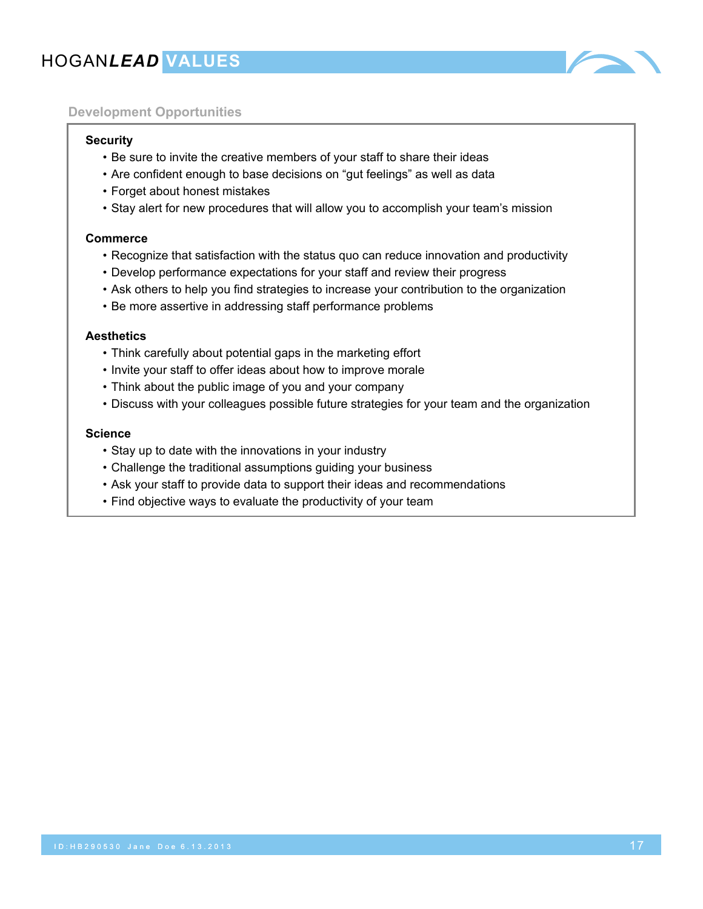## Development Opportunities

**Security**

- Be sure to invite the creative members of your staff to share their ideas
- Are confident enough to base decisions on “gut feelings” as well as data
- Forget about honest mistakes
- Stay alert for new procedures that will allow you to accomplish your team’s mission

**Commerce**

- Recognize that satisfaction with the status quo can reduce innovation and productivity
- Develop performance expectations for your staff and review their progress
- Ask others to help you find strategies to increase your contribution to the organization
- Be more assertive in addressing staff performance problems

**Aesthetics**

- Think carefully about potential gaps in the marketing effort
- Invite your staff to offer ideas about how to improve morale
- Think about the public image of you and your company
- Discuss with your colleagues possible future strategies for your team and the organization

**Science**

- Stay up to date with the innovations in your industry
- Challenge the traditional assumptions guiding your business
- Ask your staff to provide data to support their ideas and recommendations
- Find objective ways to evaluate the productivity of your team